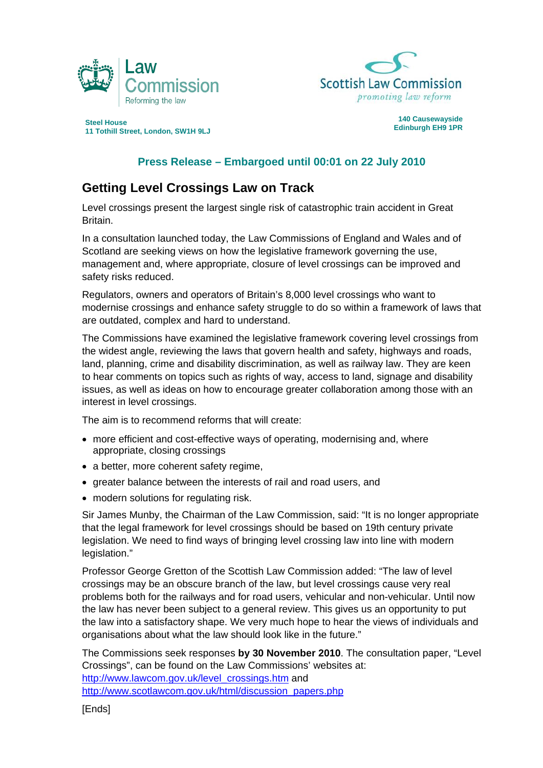Law Commission
Reforming the law

Scottish Law Commission
*promoting law reform*

**Steel House**
**11 Tothill Street, London, SW1H 9LJ**

**140 Causewayside**
**Edinburgh EH9 1PR**

## Press Release – Embargoed until 00:01 on 22 July 2010

# Getting Level Crossings Law on Track

Level crossings present the largest single risk of catastrophic train accident in Great Britain.

In a consultation launched today, the Law Commissions of England and Wales and of Scotland are seeking views on how the legislative framework governing the use, management and, where appropriate, closure of level crossings can be improved and safety risks reduced.

Regulators, owners and operators of Britain's 8,000 level crossings who want to modernise crossings and enhance safety struggle to do so within a framework of laws that are outdated, complex and hard to understand.

The Commissions have examined the legislative framework covering level crossings from the widest angle, reviewing the laws that govern health and safety, highways and roads, land, planning, crime and disability discrimination, as well as railway law. They are keen to hear comments on topics such as rights of way, access to land, signage and disability issues, as well as ideas on how to encourage greater collaboration among those with an interest in level crossings.

The aim is to recommend reforms that will create:

- more efficient and cost-effective ways of operating, modernising and, where appropriate, closing crossings
- a better, more coherent safety regime,
- greater balance between the interests of rail and road users, and
- modern solutions for regulating risk.

Sir James Munby, the Chairman of the Law Commission, said: "It is no longer appropriate that the legal framework for level crossings should be based on 19th century private legislation. We need to find ways of bringing level crossing law into line with modern legislation."

Professor George Gretton of the Scottish Law Commission added: "The law of level crossings may be an obscure branch of the law, but level crossings cause very real problems both for the railways and for road users, vehicular and non-vehicular. Until now the law has never been subject to a general review. This gives us an opportunity to put the law into a satisfactory shape. We very much hope to hear the views of individuals and organisations about what the law should look like in the future."

The Commissions seek responses **by 30 November 2010**. The consultation paper, "Level Crossings", can be found on the Law Commissions' websites at:
http://www.lawcom.gov.uk/level_crossings.htm and
http://www.scotlawcom.gov.uk/html/discussion_papers.php

[Ends]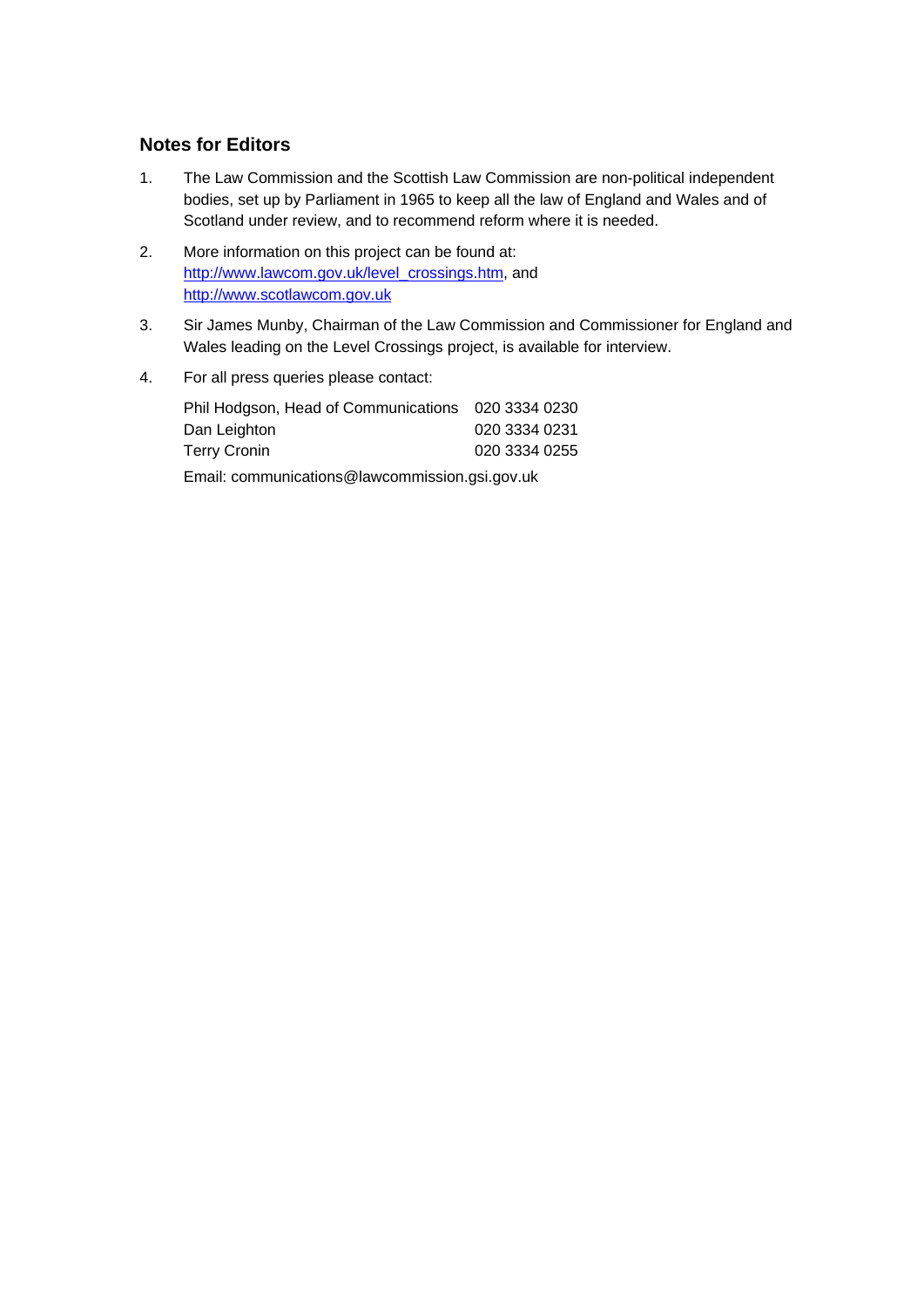## Notes for Editors

1. The Law Commission and the Scottish Law Commission are non-political independent bodies, set up by Parliament in 1965 to keep all the law of England and Wales and of Scotland under review, and to recommend reform where it is needed.

2. More information on this project can be found at: [http://www.lawcom.gov.uk/level_crossings.htm](http://www.lawcom.gov.uk/level_crossings.htm), and [http://www.scotlawcom.gov.uk](http://www.scotlawcom.gov.uk)

3. Sir James Munby, Chairman of the Law Commission and Commissioner for England and Wales leading on the Level Crossings project, is available for interview.

4. For all press queries please contact:

| | |
|---|---|
| Phil Hodgson, Head of Communications | 020 3334 0230 |
| Dan Leighton | 020 3334 0231 |
| Terry Cronin | 020 3334 0255 |

Email: communications@lawcommission.gsi.gov.uk